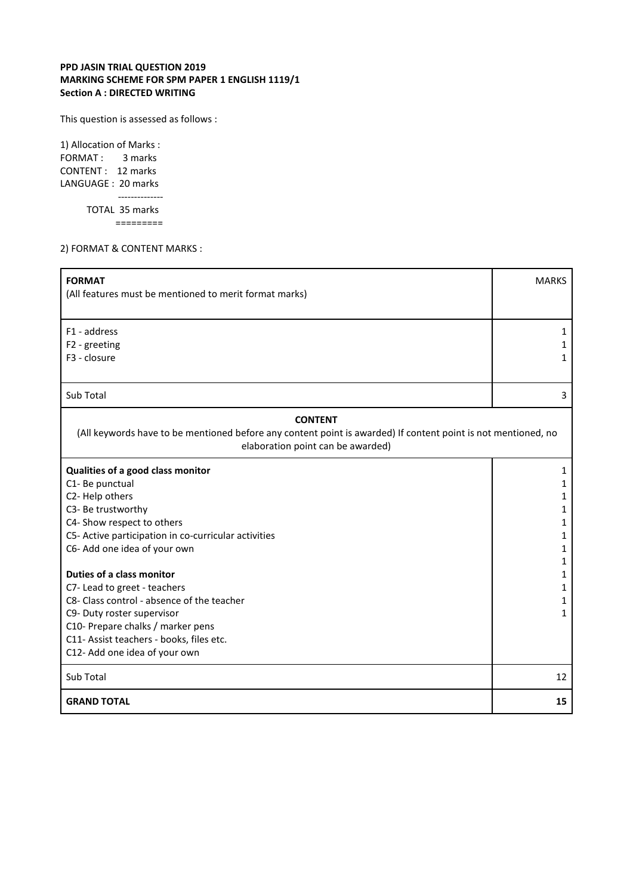**PPD JASIN TRIAL QUESTION 2019**
**MARKING SCHEME FOR SPM PAPER 1 ENGLISH 1119/1**
**Section A : DIRECTED WRITING**

This question is assessed as follows :

1) Allocation of Marks :
FORMAT : 3 marks
CONTENT : 12 marks
LANGUAGE : 20 marks
--------------
TOTAL 35 marks
=========

2) FORMAT & CONTENT MARKS :

| **FORMAT**<br>(All features must be mentioned to merit format marks) | MARKS |
|---|---|
| F1 - address<br>F2 - greeting<br>F3 - closure | 1<br>1<br>1 |
| Sub Total | 3 |
| **CONTENT**<br>(All keywords have to be mentioned before any content point is awarded) If content point is not mentioned, no elaboration point can be awarded) | |
| **Qualities of a good class monitor**<br>C1- Be punctual<br>C2- Help others<br>C3- Be trustworthy<br>C4- Show respect to others<br>C5- Active participation in co-curricular activities<br>C6- Add one idea of your own<br><br>**Duties of a class monitor**<br>C7- Lead to greet - teachers<br>C8- Class control - absence of the teacher<br>C9- Duty roster supervisor<br>C10- Prepare chalks / marker pens<br>C11- Assist teachers - books, files etc.<br>C12- Add one idea of your own | 1<br>1<br>1<br>1<br>1<br>1<br>1<br>1<br>1<br>1<br>1<br>1 |
| Sub Total | 12 |
| **GRAND TOTAL** | **15** |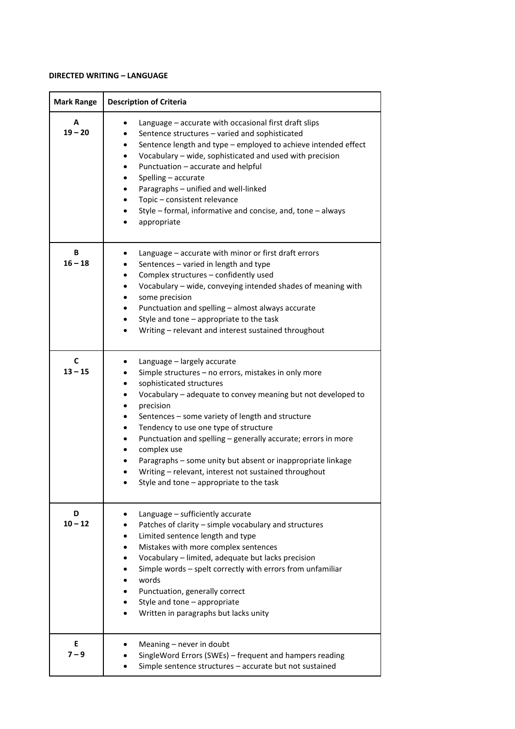**DIRECTED WRITING – LANGUAGE**

| Mark Range | Description of Criteria |
|---|---|
| **A**<br>**19 – 20** | • Language – accurate with occasional first draft slips<br>• Sentence structures – varied and sophisticated<br>• Sentence length and type – employed to achieve intended effect<br>• Vocabulary – wide, sophisticated and used with precision<br>• Punctuation – accurate and helpful<br>• Spelling – accurate<br>• Paragraphs – unified and well-linked<br>• Topic – consistent relevance<br>• Style – formal, informative and concise, and, tone – always<br>• appropriate |
| **B**<br>**16 – 18** | • Language – accurate with minor or first draft errors<br>• Sentences – varied in length and type<br>• Complex structures – confidently used<br>• Vocabulary – wide, conveying intended shades of meaning with<br>• some precision<br>• Punctuation and spelling – almost always accurate<br>• Style and tone – appropriate to the task<br>• Writing – relevant and interest sustained throughout |
| **C**<br>**13 – 15** | • Language – largely accurate<br>• Simple structures – no errors, mistakes in only more<br>• sophisticated structures<br>• Vocabulary – adequate to convey meaning but not developed to<br>• precision<br>• Sentences – some variety of length and structure<br>• Tendency to use one type of structure<br>• Punctuation and spelling – generally accurate; errors in more<br>• complex use<br>• Paragraphs – some unity but absent or inappropriate linkage<br>• Writing – relevant, interest not sustained throughout<br>• Style and tone – appropriate to the task |
| **D**<br>**10 – 12** | • Language – sufficiently accurate<br>• Patches of clarity – simple vocabulary and structures<br>• Limited sentence length and type<br>• Mistakes with more complex sentences<br>• Vocabulary – limited, adequate but lacks precision<br>• Simple words – spelt correctly with errors from unfamiliar<br>• words<br>• Punctuation, generally correct<br>• Style and tone – appropriate<br>• Written in paragraphs but lacks unity |
| **E**<br>**7 – 9** | • Meaning – never in doubt<br>• SingleWord Errors (SWEs) – frequent and hampers reading<br>• Simple sentence structures – accurate but not sustained |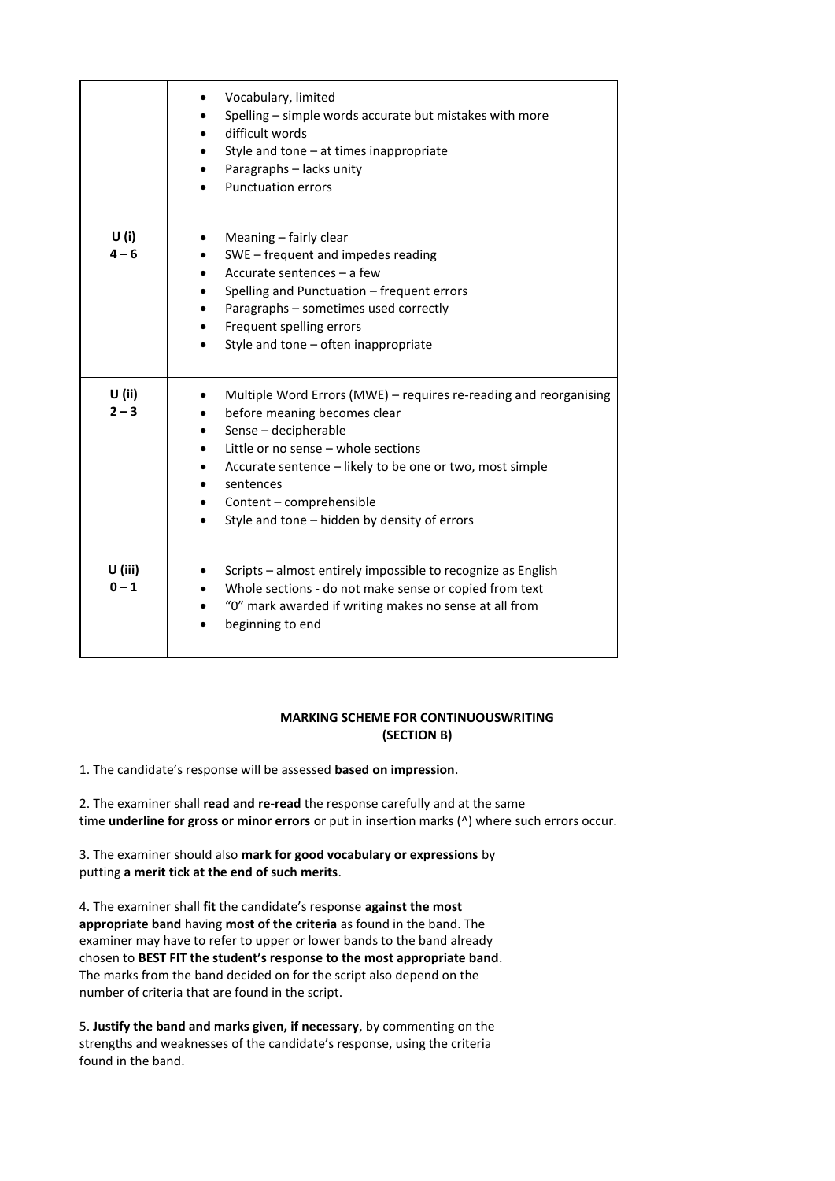| | |
|---|---|
| | • Vocabulary, limited<br>• Spelling – simple words accurate but mistakes with more<br>• difficult words<br>• Style and tone – at times inappropriate<br>• Paragraphs – lacks unity<br>• Punctuation errors |
| **U (i)**<br>**4 – 6** | • Meaning – fairly clear<br>• SWE – frequent and impedes reading<br>• Accurate sentences – a few<br>• Spelling and Punctuation – frequent errors<br>• Paragraphs – sometimes used correctly<br>• Frequent spelling errors<br>• Style and tone – often inappropriate |
| **U (ii)**<br>**2 – 3** | • Multiple Word Errors (MWE) – requires re-reading and reorganising<br>• before meaning becomes clear<br>• Sense – decipherable<br>• Little or no sense – whole sections<br>• Accurate sentence – likely to be one or two, most simple<br>• sentences<br>• Content – comprehensible<br>• Style and tone – hidden by density of errors |
| **U (iii)**<br>**0 – 1** | • Scripts – almost entirely impossible to recognize as English<br>• Whole sections - do not make sense or copied from text<br>• "0" mark awarded if writing makes no sense at all from<br>• beginning to end |

**MARKING SCHEME FOR CONTINUOUSWRITING**
**(SECTION B)**

1. The candidate's response will be assessed **based on impression**.

2. The examiner shall **read and re-read** the response carefully and at the same time **underline for gross or minor errors** or put in insertion marks (^) where such errors occur.

3. The examiner should also **mark for good vocabulary or expressions** by putting **a merit tick at the end of such merits**.

4. The examiner shall **fit** the candidate's response **against the most appropriate band** having **most of the criteria** as found in the band. The examiner may have to refer to upper or lower bands to the band already chosen to **BEST FIT the student's response to the most appropriate band**. The marks from the band decided on for the script also depend on the number of criteria that are found in the script.

5. **Justify the band and marks given, if necessary**, by commenting on the strengths and weaknesses of the candidate's response, using the criteria found in the band.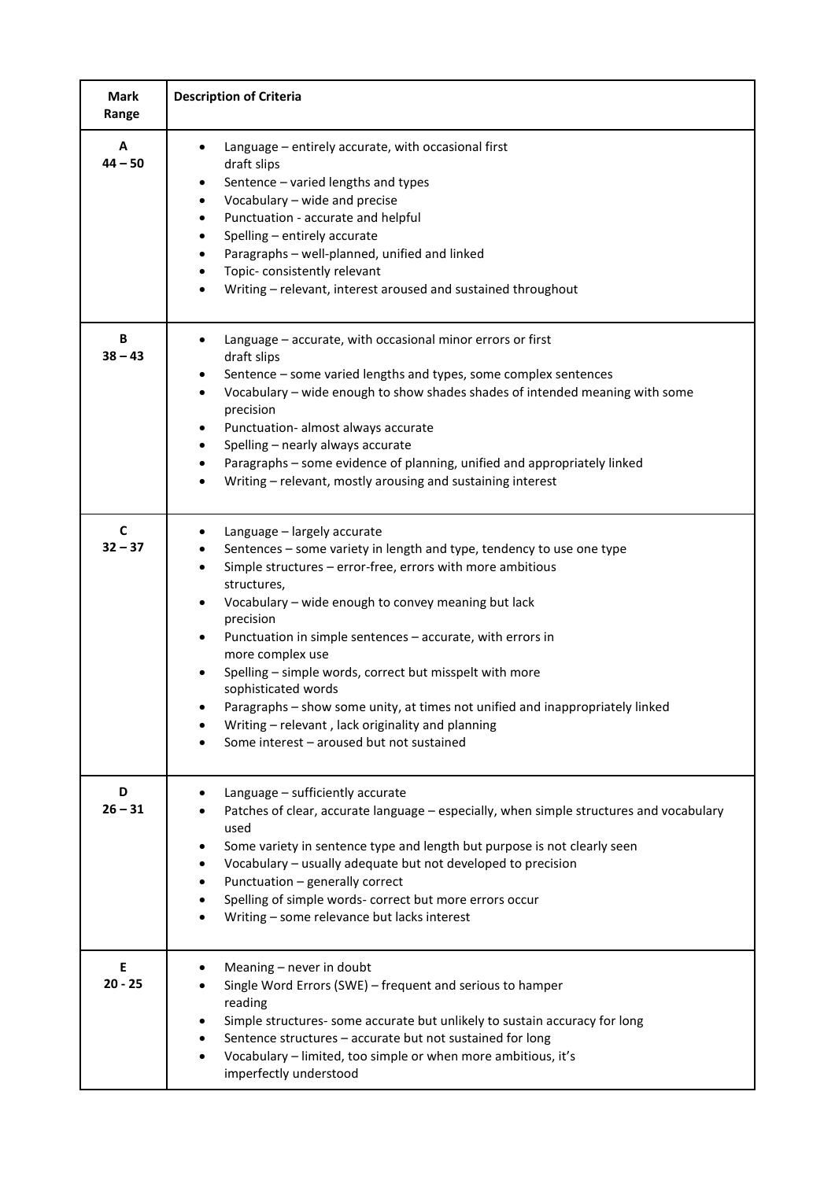| Mark Range | Description of Criteria |
| --- | --- |
| A<br>44 – 50 | • Language – entirely accurate, with occasional first draft slips<br>• Sentence – varied lengths and types<br>• Vocabulary – wide and precise<br>• Punctuation - accurate and helpful<br>• Spelling – entirely accurate<br>• Paragraphs – well-planned, unified and linked<br>• Topic- consistently relevant<br>• Writing – relevant, interest aroused and sustained throughout |
| B<br>38 – 43 | • Language – accurate, with occasional minor errors or first draft slips<br>• Sentence – some varied lengths and types, some complex sentences<br>• Vocabulary – wide enough to show shades shades of intended meaning with some precision<br>• Punctuation- almost always accurate<br>• Spelling – nearly always accurate<br>• Paragraphs – some evidence of planning, unified and appropriately linked<br>• Writing – relevant, mostly arousing and sustaining interest |
| C<br>32 – 37 | • Language – largely accurate<br>• Sentences – some variety in length and type, tendency to use one type<br>• Simple structures – error-free, errors with more ambitious structures,<br>• Vocabulary – wide enough to convey meaning but lack precision<br>• Punctuation in simple sentences – accurate, with errors in more complex use<br>• Spelling – simple words, correct but misspelt with more sophisticated words<br>• Paragraphs – show some unity, at times not unified and inappropriately linked<br>• Writing – relevant , lack originality and planning<br>• Some interest – aroused but not sustained |
| D<br>26 – 31 | • Language – sufficiently accurate<br>• Patches of clear, accurate language – especially, when simple structures and vocabulary used<br>• Some variety in sentence type and length but purpose is not clearly seen<br>• Vocabulary – usually adequate but not developed to precision<br>• Punctuation – generally correct<br>• Spelling of simple words- correct but more errors occur<br>• Writing – some relevance but lacks interest |
| E<br>20 - 25 | • Meaning – never in doubt<br>• Single Word Errors (SWE) – frequent and serious to hamper reading<br>• Simple structures- some accurate but unlikely to sustain accuracy for long<br>• Sentence structures – accurate but not sustained for long<br>• Vocabulary – limited, too simple or when more ambitious, it's imperfectly understood |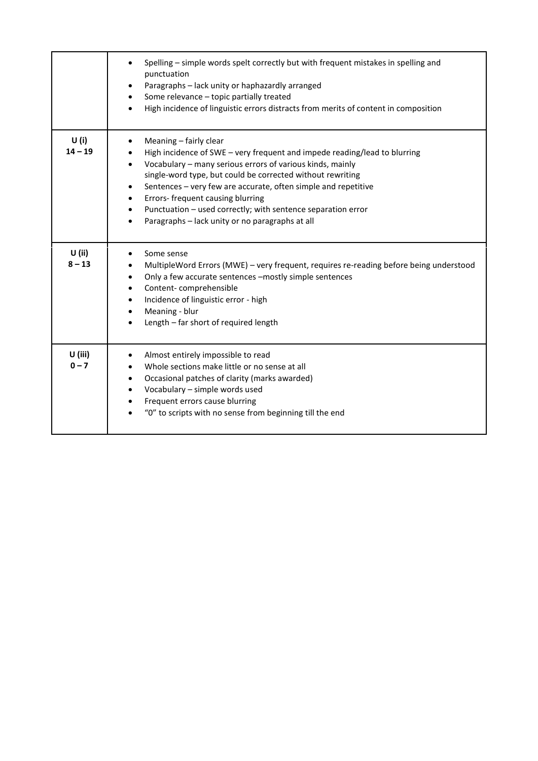| | |
|---|---|
| | • Spelling – simple words spelt correctly but with frequent mistakes in spelling and punctuation<br>• Paragraphs – lack unity or haphazardly arranged<br>• Some relevance – topic partially treated<br>• High incidence of linguistic errors distracts from merits of content in composition |
| **U (i)**<br>**14 – 19** | • Meaning – fairly clear<br>• High incidence of SWE – very frequent and impede reading/lead to blurring<br>• Vocabulary – many serious errors of various kinds, mainly single-word type, but could be corrected without rewriting<br>• Sentences – very few are accurate, often simple and repetitive<br>• Errors- frequent causing blurring<br>• Punctuation – used correctly; with sentence separation error<br>• Paragraphs – lack unity or no paragraphs at all |
| **U (ii)**<br>**8 – 13** | • Some sense<br>• MultipleWord Errors (MWE) – very frequent, requires re-reading before being understood<br>• Only a few accurate sentences –mostly simple sentences<br>• Content- comprehensible<br>• Incidence of linguistic error - high<br>• Meaning - blur<br>• Length – far short of required length |
| **U (iii)**<br>**0 – 7** | • Almost entirely impossible to read<br>• Whole sections make little or no sense at all<br>• Occasional patches of clarity (marks awarded)<br>• Vocabulary – simple words used<br>• Frequent errors cause blurring<br>• "0" to scripts with no sense from beginning till the end |